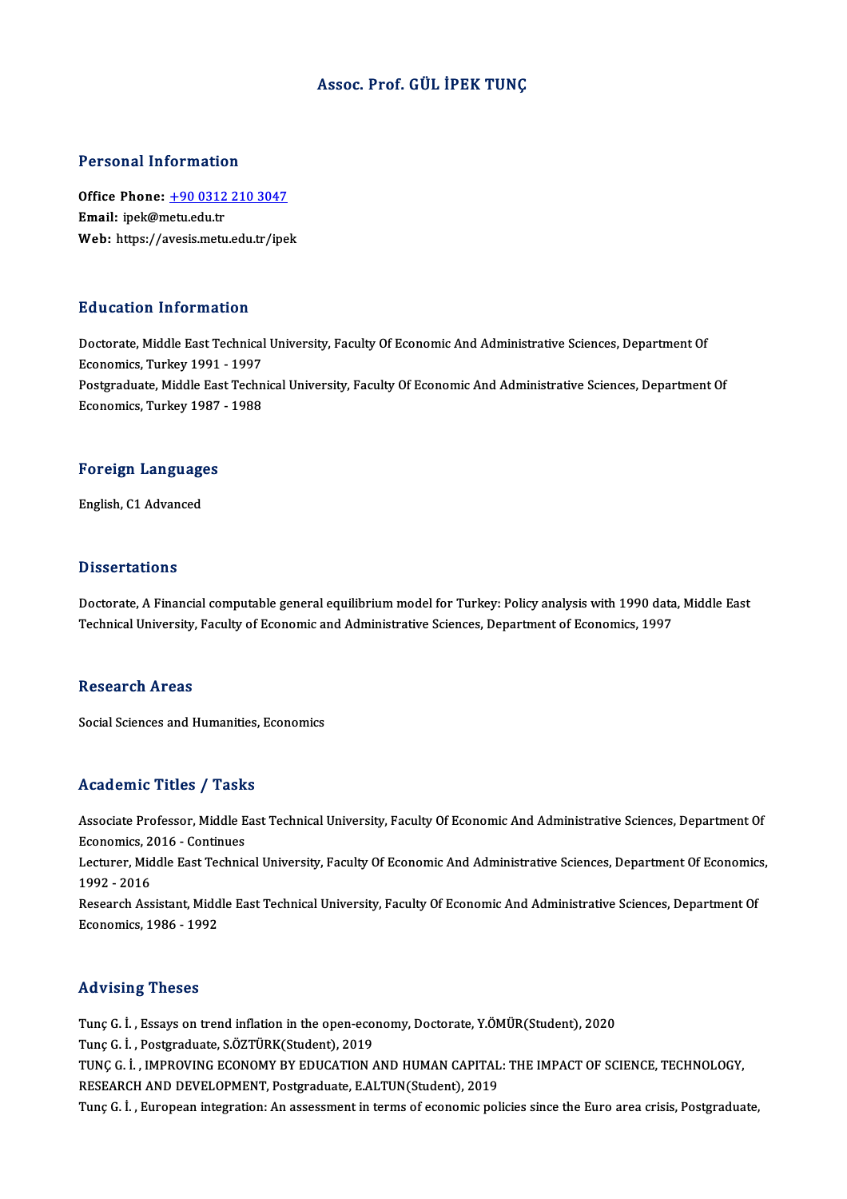# Assoc. Prof. GÜL İPEK TUNÇ

## Personal Information

**Office Phone:** +90 0312 210 3047
**Email:** ipek@metu.edu.tr
**Web:** https://avesis.metu.edu.tr/ipek

## Education Information

Doctorate, Middle East Technical University, Faculty Of Economic And Administrative Sciences, Department Of Economics, Turkey 1991 - 1997
Postgraduate, Middle East Technical University, Faculty Of Economic And Administrative Sciences, Department Of Economics, Turkey 1987 - 1988

## Foreign Languages

English, C1 Advanced

## Dissertations

Doctorate, A Financial computable general equilibrium model for Turkey: Policy analysis with 1990 data, Middle East Technical University, Faculty of Economic and Administrative Sciences, Department of Economics, 1997

## Research Areas

Social Sciences and Humanities, Economics

## Academic Titles / Tasks

Associate Professor, Middle East Technical University, Faculty Of Economic And Administrative Sciences, Department Of Economics, 2016 - Continues
Lecturer, Middle East Technical University, Faculty Of Economic And Administrative Sciences, Department Of Economics, 1992 - 2016
Research Assistant, Middle East Technical University, Faculty Of Economic And Administrative Sciences, Department Of Economics, 1986 - 1992

## Advising Theses

Tunç G. İ. , Essays on trend inflation in the open-economy, Doctorate, Y.ÖMÜR(Student), 2020
Tunç G. İ. , Postgraduate, S.ÖZTÜRK(Student), 2019
TUNÇ G. İ. , IMPROVING ECONOMY BY EDUCATION AND HUMAN CAPITAL: THE IMPACT OF SCIENCE, TECHNOLOGY, RESEARCH AND DEVELOPMENT, Postgraduate, E.ALTUN(Student), 2019
Tunç G. İ. , European integration: An assessment in terms of economic policies since the Euro area crisis, Postgraduate,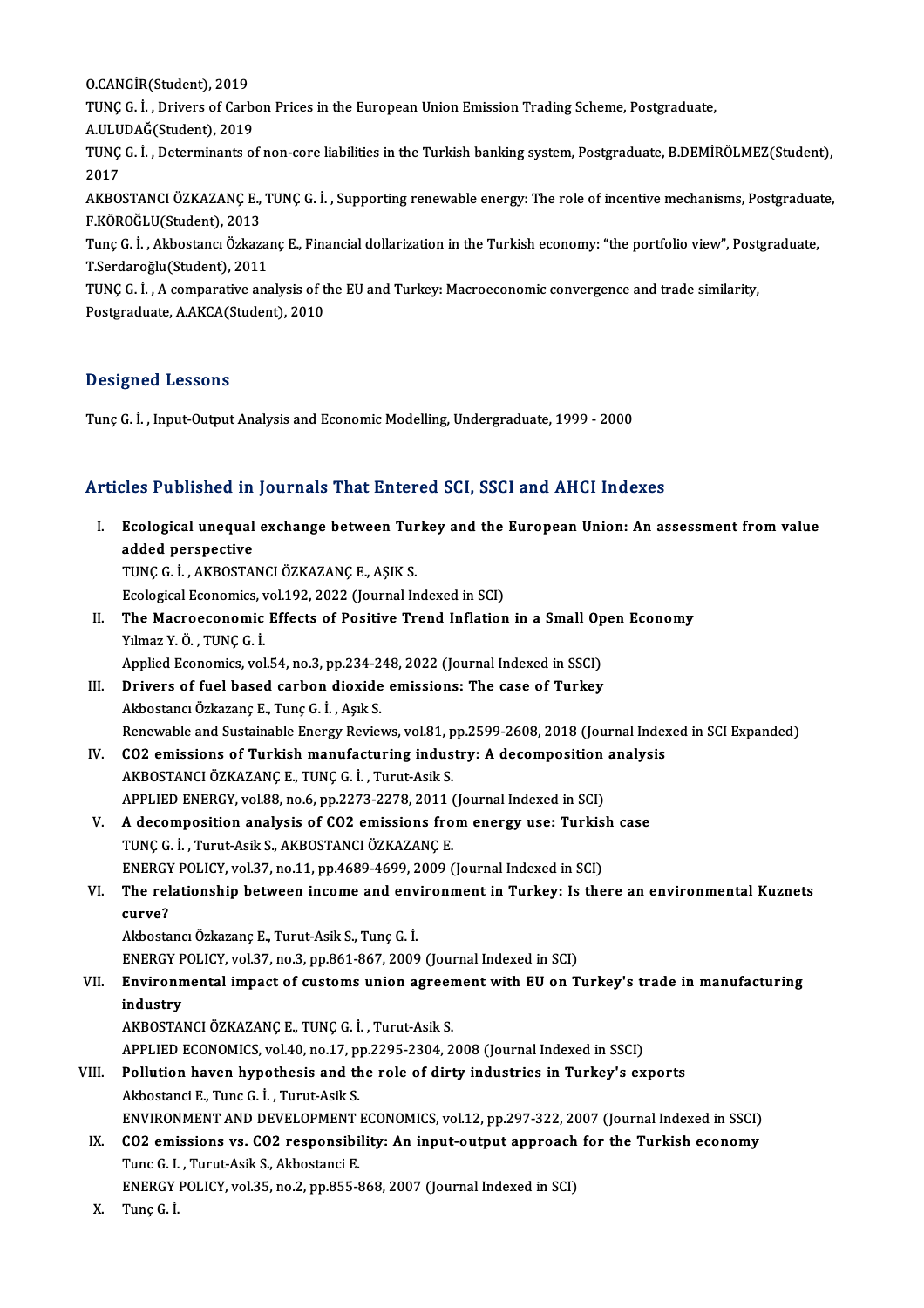O.CANGİR(Student), 2019

TUNÇ G. İ. , Drivers of Carbon Prices in the European Union Emission Trading Scheme, Postgraduate, A.ULUDAĞ(Student), 2019

TUNÇ G. İ. , Determinants of non-core liabilities in the Turkish banking system, Postgraduate, B.DEMİRÖLMEZ(Student), 2017

AKBOSTANCI ÖZKAZANÇ E., TUNÇ G. İ. , Supporting renewable energy: The role of incentive mechanisms, Postgraduate, F.KÖROĞLU(Student), 2013

Tunç G. İ. , Akbostancı Özkazanç E., Financial dollarization in the Turkish economy: "the portfolio view", Postgraduate, T.Serdaroğlu(Student), 2011

TUNÇ G. İ. , A comparative analysis of the EU and Turkey: Macroeconomic convergence and trade similarity, Postgraduate, A.AKCA(Student), 2010

## Designed Lessons

Tunç G. İ. , Input-Output Analysis and Economic Modelling, Undergraduate, 1999 - 2000

## Articles Published in Journals That Entered SCI, SSCI and AHCI Indexes

I. **Ecological unequal exchange between Turkey and the European Union: An assessment from value added perspective**
   TUNÇ G. İ. , AKBOSTANCI ÖZKAZANÇ E., AŞIK S.
   Ecological Economics, vol.192, 2022 (Journal Indexed in SCI)

II. **The Macroeconomic Effects of Positive Trend Inflation in a Small Open Economy**
   Yılmaz Y. Ö. , TUNÇ G. İ.
   Applied Economics, vol.54, no.3, pp.234-248, 2022 (Journal Indexed in SSCI)

III. **Drivers of fuel based carbon dioxide emissions: The case of Turkey**
   Akbostancı Özkazanç E., Tunç G. İ. , Aşık S.
   Renewable and Sustainable Energy Reviews, vol.81, pp.2599-2608, 2018 (Journal Indexed in SCI Expanded)

IV. **CO2 emissions of Turkish manufacturing industry: A decomposition analysis**
   AKBOSTANCI ÖZKAZANÇ E., TUNÇ G. İ. , Turut-Asik S.
   APPLIED ENERGY, vol.88, no.6, pp.2273-2278, 2011 (Journal Indexed in SCI)

V. **A decomposition analysis of CO2 emissions from energy use: Turkish case**
   TUNÇ G. İ. , Turut-Asik S., AKBOSTANCI ÖZKAZANÇ E.
   ENERGY POLICY, vol.37, no.11, pp.4689-4699, 2009 (Journal Indexed in SCI)

VI. **The relationship between income and environment in Turkey: Is there an environmental Kuznets curve?**
   Akbostancı Özkazanç E., Turut-Asik S., Tunç G. İ.
   ENERGY POLICY, vol.37, no.3, pp.861-867, 2009 (Journal Indexed in SCI)

VII. **Environmental impact of customs union agreement with EU on Turkey's trade in manufacturing industry**
   AKBOSTANCI ÖZKAZANÇ E., TUNÇ G. İ. , Turut-Asik S.
   APPLIED ECONOMICS, vol.40, no.17, pp.2295-2304, 2008 (Journal Indexed in SSCI)

VIII. **Pollution haven hypothesis and the role of dirty industries in Turkey's exports**
   Akbostanci E., Tunc G. İ. , Turut-Asik S.
   ENVIRONMENT AND DEVELOPMENT ECONOMICS, vol.12, pp.297-322, 2007 (Journal Indexed in SSCI)

IX. **CO2 emissions vs. CO2 responsibility: An input-output approach for the Turkish economy**
   Tunc G. I. , Turut-Asik S., Akbostanci E.
   ENERGY POLICY, vol.35, no.2, pp.855-868, 2007 (Journal Indexed in SCI)

X. Tunç G. İ.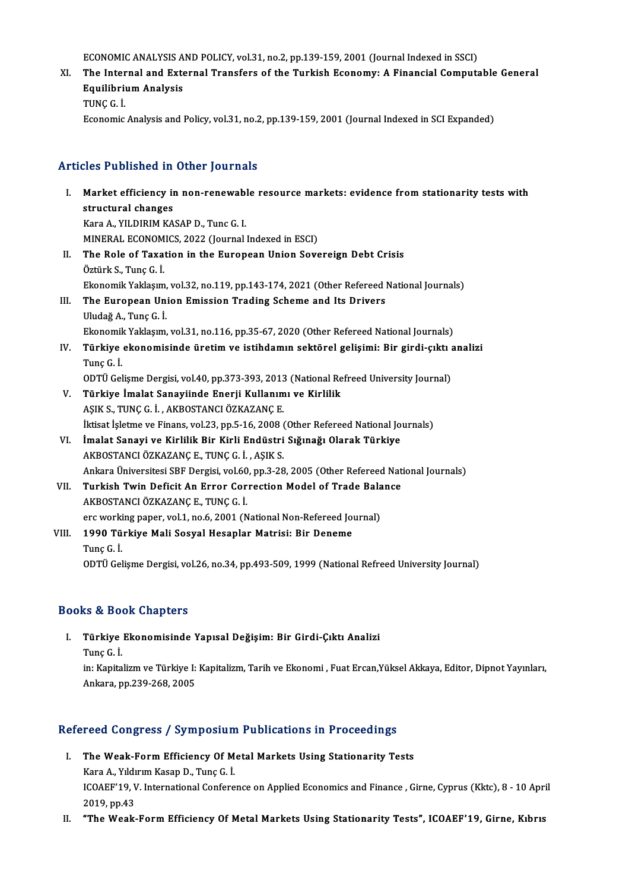ECONOMIC ANALYSIS AND POLICY, vol.31, no.2, pp.139-159, 2001 (Journal Indexed in SSCI)

XI. **The Internal and External Transfers of the Turkish Economy: A Financial Computable General Equilibrium Analysis**
TUNÇ G. İ.
Economic Analysis and Policy, vol.31, no.2, pp.139-159, 2001 (Journal Indexed in SCI Expanded)

## Articles Published in Other Journals

I. **Market efficiency in non-renewable resource markets: evidence from stationarity tests with structural changes**
Kara A., YILDIRIM KASAP D., Tunc G. I.
MINERAL ECONOMICS, 2022 (Journal Indexed in ESCI)

II. **The Role of Taxation in the European Union Sovereign Debt Crisis**
Öztürk S., Tunç G. İ.
Ekonomik Yaklaşım, vol.32, no.119, pp.143-174, 2021 (Other Refereed National Journals)

III. **The European Union Emission Trading Scheme and Its Drivers**
Uludağ A., Tunç G. İ.
Ekonomik Yaklaşım, vol.31, no.116, pp.35-67, 2020 (Other Refereed National Journals)

IV. **Türkiye ekonomisinde üretim ve istihdamın sektörel gelişimi: Bir girdi-çıktı analizi**
Tunç G. İ.
ODTÜ Gelişme Dergisi, vol.40, pp.373-393, 2013 (National Refreed University Journal)

V. **Türkiye İmalat Sanayiinde Enerji Kullanımı ve Kirlilik**
AŞIK S., TUNÇ G. İ. , AKBOSTANCI ÖZKAZANÇ E.
İktisat İşletme ve Finans, vol.23, pp.5-16, 2008 (Other Refereed National Journals)

VI. **İmalat Sanayi ve Kirlilik Bir Kirli Endüstri Sığınağı Olarak Türkiye**
AKBOSTANCI ÖZKAZANÇ E., TUNÇ G. İ. , AŞIK S.
Ankara Üniversitesi SBF Dergisi, vol.60, pp.3-28, 2005 (Other Refereed National Journals)

VII. **Turkish Twin Deficit An Error Correction Model of Trade Balance**
AKBOSTANCI ÖZKAZANÇ E., TUNÇ G. İ.
erc working paper, vol.1, no.6, 2001 (National Non-Refereed Journal)

VIII. **1990 Türkiye Mali Sosyal Hesaplar Matrisi: Bir Deneme**
Tunç G. İ.
ODTÜ Gelişme Dergisi, vol.26, no.34, pp.493-509, 1999 (National Refreed University Journal)

## Books & Book Chapters

I. **Türkiye Ekonomisinde Yapısal Değişim: Bir Girdi-Çıktı Analizi**
Tunç G. İ.
in: Kapitalizm ve Türkiye I: Kapitalizm, Tarih ve Ekonomi , Fuat Ercan,Yüksel Akkaya, Editor, Dipnot Yayınları, Ankara, pp.239-268, 2005

## Refereed Congress / Symposium Publications in Proceedings

I. **The Weak-Form Efficiency Of Metal Markets Using Stationarity Tests**
Kara A., Yıldırım Kasap D., Tunç G. İ.
ICOAEF'19, V. International Conference on Applied Economics and Finance , Girne, Cyprus (Kktc), 8 - 10 April 2019, pp.43

II. **"The Weak-Form Efficiency Of Metal Markets Using Stationarity Tests", ICOAEF'19, Girne, Kıbrıs**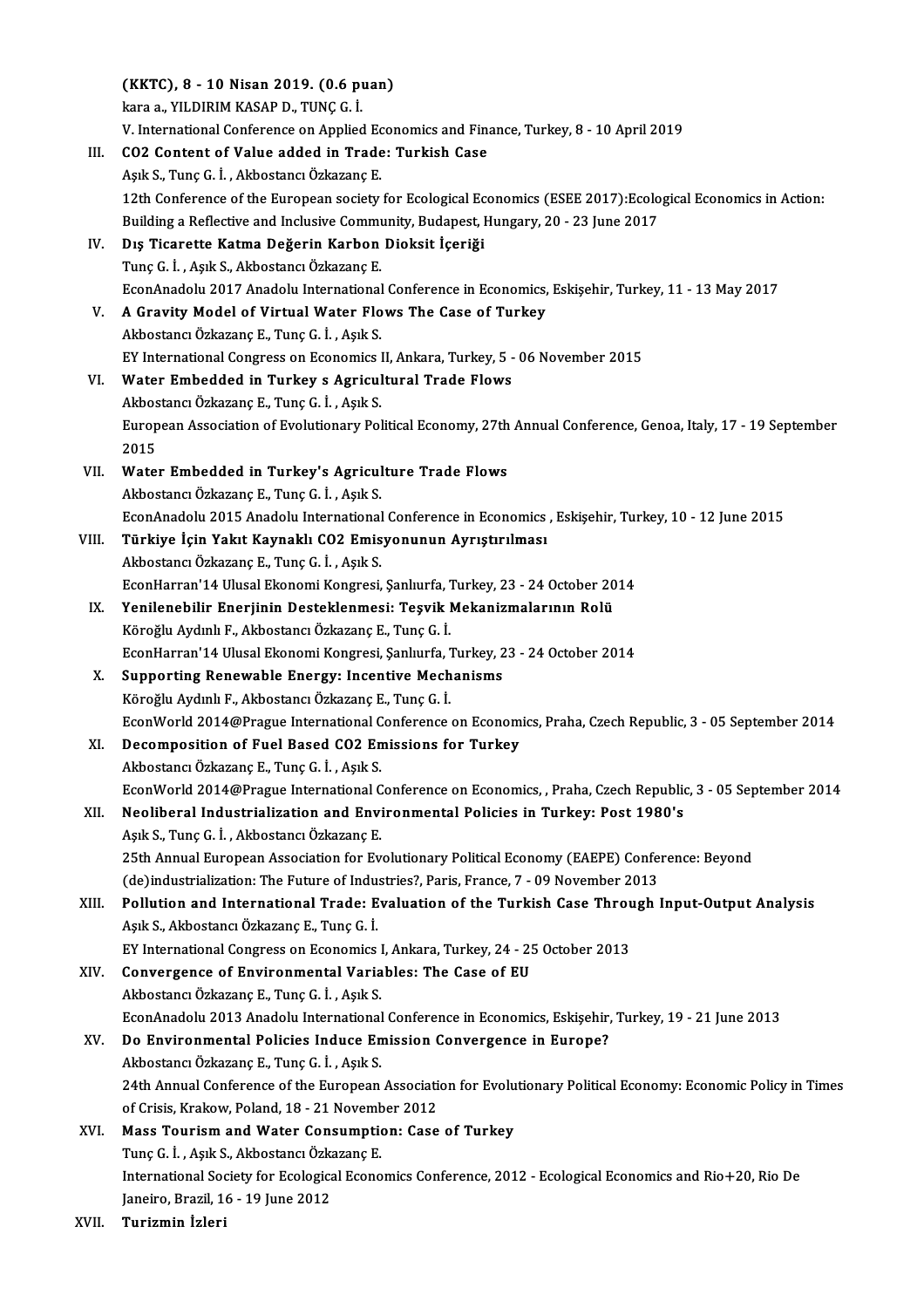(KKTC), 8 - 10 Nisan 2019. (0.6 puan)
kara a., YILDIRIM KASAP D., TUNÇ G. İ.
V. International Conference on Applied Economics and Finance, Turkey, 8 - 10 April 2019

III. **$CO_2$ Content of Value added in Trade: Turkish Case**
Aşık S., Tunç G. İ. , Akbostancı Özkazanç E.
12th Conference of the European society for Ecological Economics (ESEE 2017):Ecological Economics in Action: Building a Reflective and Inclusive Community, Budapest, Hungary, 20 - 23 June 2017

IV. **Dış Ticarette Katma Değerin Karbon Dioksit İçeriği**
Tunç G. İ. , Aşık S., Akbostancı Özkazanç E.
EconAnadolu 2017 Anadolu International Conference in Economics, Eskişehir, Turkey, 11 - 13 May 2017

V. **A Gravity Model of Virtual Water Flows The Case of Turkey**
Akbostancı Özkazanç E., Tunç G. İ. , Aşık S.
EY International Congress on Economics II, Ankara, Turkey, 5 - 06 November 2015

VI. **Water Embedded in Turkey s Agricultural Trade Flows**
Akbostancı Özkazanç E., Tunç G. İ. , Aşık S.
European Association of Evolutionary Political Economy, 27th Annual Conference, Genoa, Italy, 17 - 19 September 2015

VII. **Water Embedded in Turkey's Agriculture Trade Flows**
Akbostancı Özkazanç E., Tunç G. İ. , Aşık S.
EconAnadolu 2015 Anadolu International Conference in Economics , Eskişehir, Turkey, 10 - 12 June 2015

VIII. **Türkiye İçin Yakıt Kaynaklı $CO_2$ Emisyonunun Ayrıştırılması**
Akbostancı Özkazanç E., Tunç G. İ. , Aşık S.
EconHarran'14 Ulusal Ekonomi Kongresi, Şanlıurfa, Turkey, 23 - 24 October 2014

IX. **Yenilenebilir Enerjinin Desteklenmesi: Teşvik Mekanizmalarının Rolü**
Köroğlu Aydınlı F., Akbostancı Özkazanç E., Tunç G. İ.
EconHarran'14 Ulusal Ekonomi Kongresi, Şanlıurfa, Turkey, 23 - 24 October 2014

X. **Supporting Renewable Energy: Incentive Mechanisms**
Köroğlu Aydınlı F., Akbostancı Özkazanç E., Tunç G. İ.
EconWorld 2014@Prague International Conference on Economics, Praha, Czech Republic, 3 - 05 September 2014

XI. **Decomposition of Fuel Based $CO_2$ Emissions for Turkey**
Akbostancı Özkazanç E., Tunç G. İ. , Aşık S.
EconWorld 2014@Prague International Conference on Economics, , Praha, Czech Republic, 3 - 05 September 2014

XII. **Neoliberal Industrialization and Environmental Policies in Turkey: Post 1980's**
Aşık S., Tunç G. İ. , Akbostancı Özkazanç E.
25th Annual European Association for Evolutionary Political Economy (EAEPE) Conference: Beyond (de)industrialization: The Future of Industries?, Paris, France, 7 - 09 November 2013

XIII. **Pollution and International Trade: Evaluation of the Turkish Case Through Input-Output Analysis**
Aşık S., Akbostancı Özkazanç E., Tunç G. İ.
EY International Congress on Economics I, Ankara, Turkey, 24 - 25 October 2013

XIV. **Convergence of Environmental Variables: The Case of EU**
Akbostancı Özkazanç E., Tunç G. İ. , Aşık S.
EconAnadolu 2013 Anadolu International Conference in Economics, Eskişehir, Turkey, 19 - 21 June 2013

XV. **Do Environmental Policies Induce Emission Convergence in Europe?**
Akbostancı Özkazanç E., Tunç G. İ. , Aşık S.
24th Annual Conference of the European Association for Evolutionary Political Economy: Economic Policy in Times of Crisis, Krakow, Poland, 18 - 21 November 2012

XVI. **Mass Tourism and Water Consumption: Case of Turkey**
Tunç G. İ. , Aşık S., Akbostancı Özkazanç E.
International Society for Ecological Economics Conference, 2012 - Ecological Economics and Rio+20, Rio De Janeiro, Brazil, 16 - 19 June 2012

XVII. **Turizmin İzleri**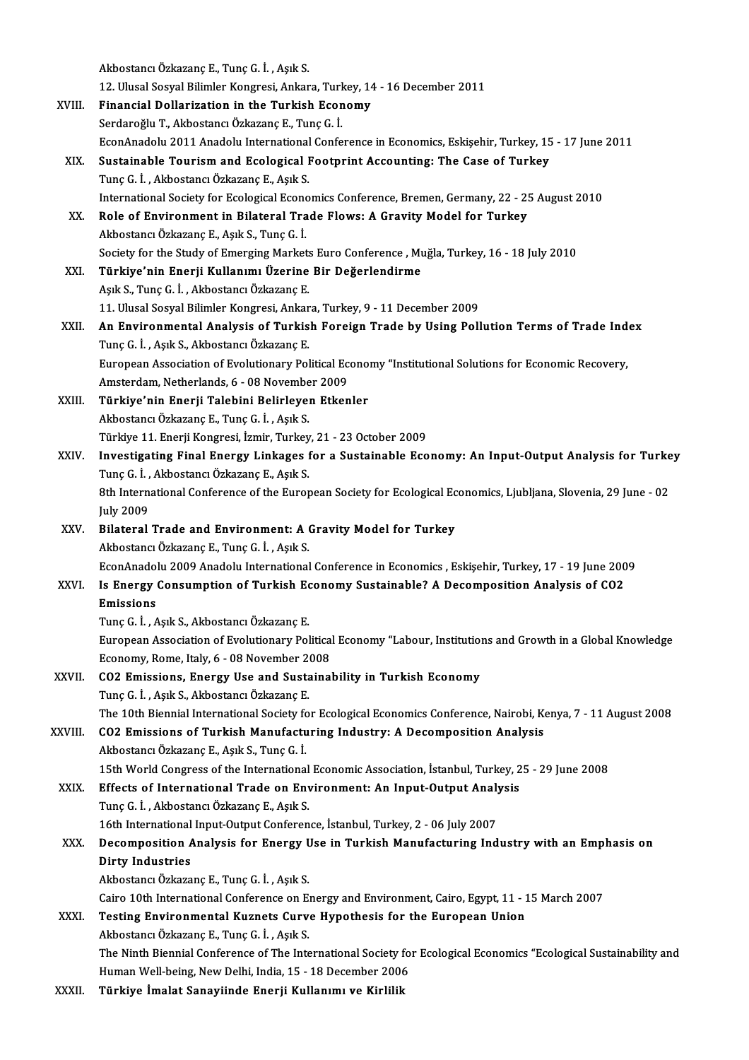Akbostancı Özkazanç E., Tunç G. İ. , Aşık S.
12. Ulusal Sosyal Bilimler Kongresi, Ankara, Turkey, 14 - 16 December 2011

XVIII. **Financial Dollarization in the Turkish Economy**
Serdaroğlu T., Akbostancı Özkazanç E., Tunç G. İ.
EconAnadolu 2011 Anadolu International Conference in Economics, Eskişehir, Turkey, 15 - 17 June 2011

XIX. **Sustainable Tourism and Ecological Footprint Accounting: The Case of Turkey**
Tunç G. İ. , Akbostancı Özkazanç E., Aşık S.
International Society for Ecological Economics Conference, Bremen, Germany, 22 - 25 August 2010

XX. **Role of Environment in Bilateral Trade Flows: A Gravity Model for Turkey**
Akbostancı Özkazanç E., Aşık S., Tunç G. İ.
Society for the Study of Emerging Markets Euro Conference , Muğla, Turkey, 16 - 18 July 2010

XXI. **Türkiye'nin Enerji Kullanımı Üzerine Bir Değerlendirme**
Aşık S., Tunç G. İ. , Akbostancı Özkazanç E.
11. Ulusal Sosyal Bilimler Kongresi, Ankara, Turkey, 9 - 11 December 2009

XXII. **An Environmental Analysis of Turkish Foreign Trade by Using Pollution Terms of Trade Index**
Tunç G. İ. , Aşık S., Akbostancı Özkazanç E.
European Association of Evolutionary Political Economy "Institutional Solutions for Economic Recovery, Amsterdam, Netherlands, 6 - 08 November 2009

XXIII. **Türkiye'nin Enerji Talebini Belirleyen Etkenler**
Akbostancı Özkazanç E., Tunç G. İ. , Aşık S.
Türkiye 11. Enerji Kongresi, İzmir, Turkey, 21 - 23 October 2009

XXIV. **Investigating Final Energy Linkages for a Sustainable Economy: An Input-Output Analysis for Turkey**
Tunç G. İ. , Akbostancı Özkazanç E., Aşık S.
8th International Conference of the European Society for Ecological Economics, Ljubljana, Slovenia, 29 June - 02 July 2009

XXV. **Bilateral Trade and Environment: A Gravity Model for Turkey**
Akbostancı Özkazanç E., Tunç G. İ. , Aşık S.
EconAnadolu 2009 Anadolu International Conference in Economics , Eskişehir, Turkey, 17 - 19 June 2009

XXVI. **Is Energy Consumption of Turkish Economy Sustainable? A Decomposition Analysis of CO2 Emissions**
Tunç G. İ. , Aşık S., Akbostancı Özkazanç E.
European Association of Evolutionary Political Economy "Labour, Institutions and Growth in a Global Knowledge Economy, Rome, Italy, 6 - 08 November 2008

XXVII. **CO2 Emissions, Energy Use and Sustainability in Turkish Economy**
Tunç G. İ. , Aşık S., Akbostancı Özkazanç E.
The 10th Biennial International Society for Ecological Economics Conference, Nairobi, Kenya, 7 - 11 August 2008

XXVIII. **CO2 Emissions of Turkish Manufacturing Industry: A Decomposition Analysis**
Akbostancı Özkazanç E., Aşık S., Tunç G. İ.
15th World Congress of the International Economic Association, İstanbul, Turkey, 25 - 29 June 2008

XXIX. **Effects of International Trade on Environment: An Input-Output Analysis**
Tunç G. İ. , Akbostancı Özkazanç E., Aşık S.
16th International Input-Output Conference, İstanbul, Turkey, 2 - 06 July 2007

XXX. **Decomposition Analysis for Energy Use in Turkish Manufacturing Industry with an Emphasis on Dirty Industries**
Akbostancı Özkazanç E., Tunç G. İ. , Aşık S.
Cairo 10th International Conference on Energy and Environment, Cairo, Egypt, 11 - 15 March 2007

XXXI. **Testing Environmental Kuznets Curve Hypothesis for the European Union**
Akbostancı Özkazanç E., Tunç G. İ. , Aşık S.
The Ninth Biennial Conference of The International Society for Ecological Economics "Ecological Sustainability and Human Well-being, New Delhi, India, 15 - 18 December 2006

XXXII. **Türkiye İmalat Sanayiinde Enerji Kullanımı ve Kirlilik**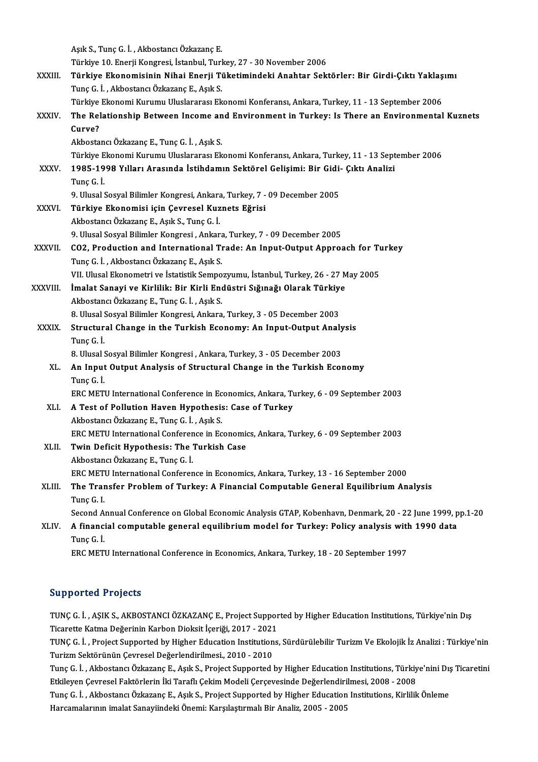Aşık S., Tunç G. İ. , Akbostancı Özkazanç E.
Türkiye 10. Enerji Kongresi, İstanbul, Turkey, 27 - 30 November 2006

XXXIII. **Türkiye Ekonomisinin Nihai Enerji Tüketimindeki Anahtar Sektörler: Bir Girdi-Çıktı Yaklaşımı**
Tunç G. İ. , Akbostancı Özkazanç E., Aşık S.
Türkiye Ekonomi Kurumu Uluslararası Ekonomi Konferansı, Ankara, Turkey, 11 - 13 September 2006

XXXIV. **The Relationship Between Income and Environment in Turkey: Is There an Environmental Kuznets Curve?**
Akbostancı Özkazanç E., Tunç G. İ. , Aşık S.
Türkiye Ekonomi Kurumu Uluslararası Ekonomi Konferansı, Ankara, Turkey, 11 - 13 September 2006

XXXV. **1985-1998 Yılları Arasında İstihdamın Sektörel Gelişimi: Bir Gidi- Çıktı Analizi**
Tunç G. İ.
9. Ulusal Sosyal Bilimler Kongresi, Ankara, Turkey, 7 - 09 December 2005

XXXVI. **Türkiye Ekonomisi için Çevresel Kuznets Eğrisi**
Akbostancı Özkazanç E., Aşık S., Tunç G. İ.
9. Ulusal Sosyal Bilimler Kongresi , Ankara, Turkey, 7 - 09 December 2005

XXXVII. **CO2, Production and International Trade: An Input-Output Approach for Turkey**
Tunç G. İ. , Akbostancı Özkazanç E., Aşık S.
VII. Ulusal Ekonometri ve İstatistik Sempozyumu, İstanbul, Turkey, 26 - 27 May 2005

XXXVIII. **İmalat Sanayi ve Kirlilik: Bir Kirli Endüstri Sığınağı Olarak Türkiye**
Akbostancı Özkazanç E., Tunç G. İ. , Aşık S.
8. Ulusal Sosyal Bilimler Kongresi, Ankara, Turkey, 3 - 05 December 2003

XXXIX. **Structural Change in the Turkish Economy: An Input-Output Analysis**
Tunç G. İ.
8. Ulusal Sosyal Bilimler Kongresi , Ankara, Turkey, 3 - 05 December 2003

XL. **An Input Output Analysis of Structural Change in the Turkish Economy**
Tunç G. İ.
ERC METU International Conference in Economics, Ankara, Turkey, 6 - 09 September 2003

XLI. **A Test of Pollution Haven Hypothesis: Case of Turkey**
Akbostancı Özkazanç E., Tunç G. İ. , Aşık S.
ERC METU International Conference in Economics, Ankara, Turkey, 6 - 09 September 2003

XLII. **Twin Deficit Hypothesis: The Turkish Case**
Akbostancı Özkazanç E., Tunç G. İ.
ERC METU International Conference in Economics, Ankara, Turkey, 13 - 16 September 2000

XLIII. **The Transfer Problem of Turkey: A Financial Computable General Equilibrium Analysis**
Tunç G. I.
Second Annual Conference on Global Economic Analysis GTAP, Kobenhavn, Denmark, 20 - 22 June 1999, pp.1-20

XLIV. **A financial computable general equilibrium model for Turkey: Policy analysis with 1990 data**
Tunç G. İ.
ERC METU International Conference in Economics, Ankara, Turkey, 18 - 20 September 1997

## Supported Projects

TUNÇ G. İ. , AŞIK S., AKBOSTANCI ÖZKAZANÇ E., Project Supported by Higher Education Institutions, Türkiye'nin Dış Ticarette Katma Değerinin Karbon Dioksit İçeriği, 2017 - 2021

TUNÇ G. İ. , Project Supported by Higher Education Institutions, Sürdürülebilir Turizm Ve Ekolojik İz Analizi : Türkiye'nin Turizm Sektörünün Çevresel Değerlendirilmesi., 2010 - 2010

Tunç G. İ. , Akbostancı Özkazanç E., Aşık S., Project Supported by Higher Education Institutions, Türkiye'nini Dış Ticaretini Etkileyen Çevresel Faktörlerin İki Taraflı Çekim Modeli Çerçevesinde Değerlendirilmesi, 2008 - 2008

Tunç G. İ. , Akbostancı Özkazanç E., Aşık S., Project Supported by Higher Education Institutions, Kirlilik Önleme Harcamalarının imalat Sanayiindeki Önemi: Karşılaştırmalı Bir Analiz, 2005 - 2005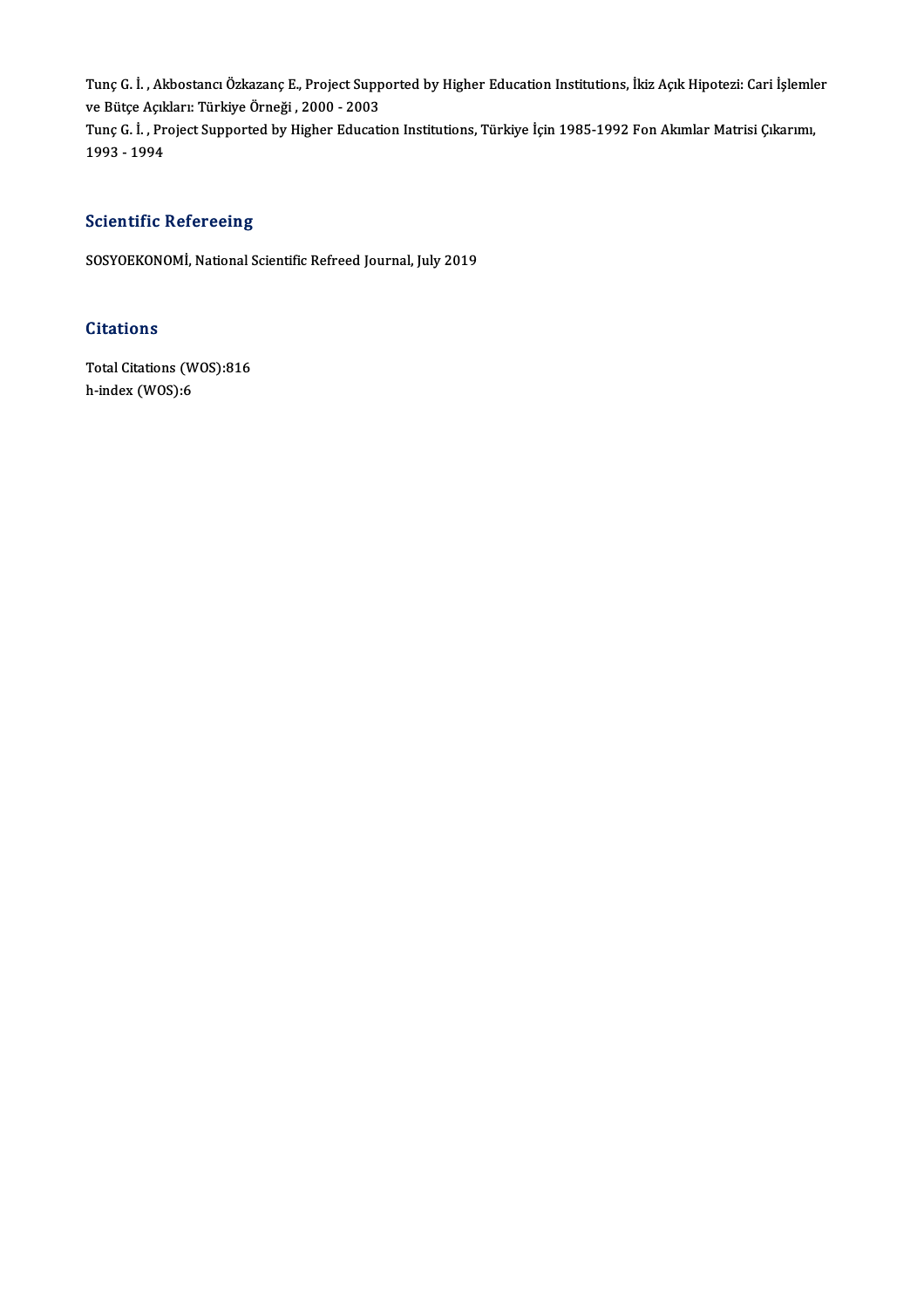Tunç G. İ. , Akbostancı Özkazanç E., Project Supported by Higher Education Institutions, İkiz Açık Hipotezi: Cari İşlemler ve Bütçe Açıkları: Türkiye Örneği , 2000 - 2003

Tunç G. İ. , Project Supported by Higher Education Institutions, Türkiye İçin 1985-1992 Fon Akımlar Matrisi Çıkarımı, 1993 - 1994

## Scientific Refereeing

SOSYOEKONOMİ, National Scientific Refreed Journal, July 2019

## Citations

Total Citations (WOS):816

h-index (WOS):6